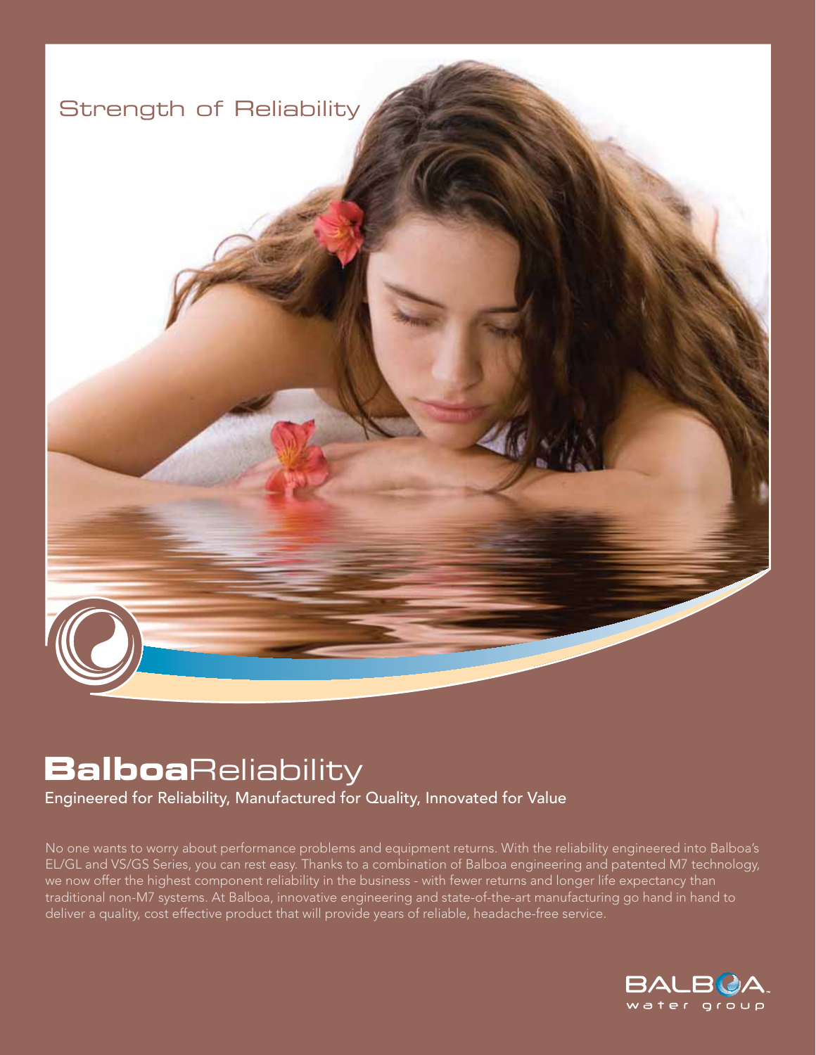Strength of Reliability

# **Balboa**Reliability

## Engineered for Reliability, Manufactured for Quality, Innovated for Value

No one wants to worry about performance problems and equipment returns. With the reliability engineered into Balboa's EL/GL and VS/GS Series, you can rest easy. Thanks to a combination of Balboa engineering and patented M7 technology, we now offer the highest component reliability in the business - with fewer returns and longer life expectancy than traditional non-M7 systems. At Balboa, innovative engineering and state-of-the-art manufacturing go hand in hand to deliver a quality, cost effective product that will provide years of reliable, headache-free service.

BALBOA water group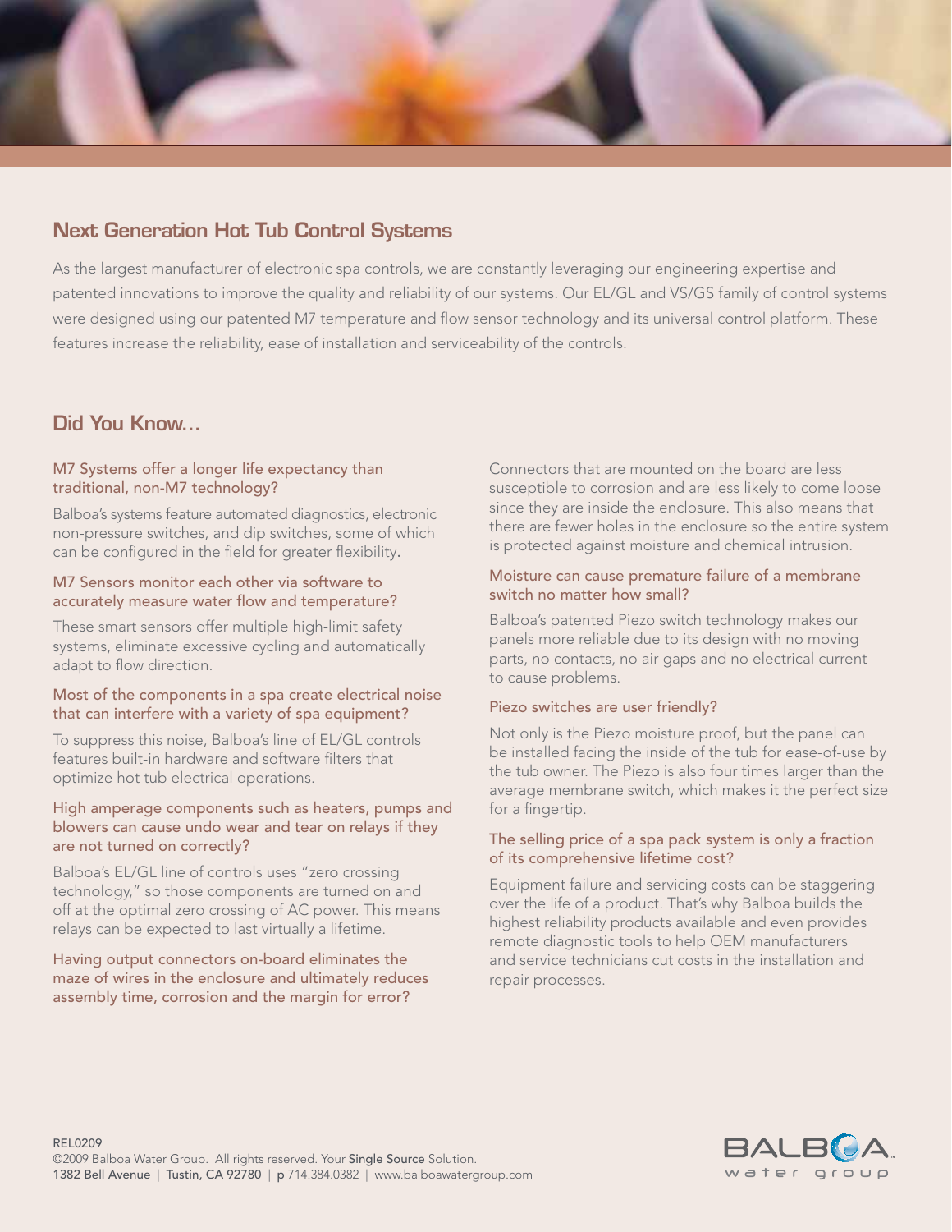## Next Generation Hot Tub Control Systems

As the largest manufacturer of electronic spa controls, we are constantly leveraging our engineering expertise and patented innovations to improve the quality and reliability of our systems. Our EL/GL and VS/GS family of control systems were designed using our patented M7 temperature and flow sensor technology and its universal control platform. These features increase the reliability, ease of installation and serviceability of the controls.

## Did You Know...

### M7 Systems offer a longer life expectancy than traditional, non-M7 technology?

Balboa's systems feature automated diagnostics, electronic non-pressure switches, and dip switches, some of which can be configured in the field for greater flexibility.

### M7 Sensors monitor each other via software to accurately measure water flow and temperature?

These smart sensors offer multiple high-limit safety systems, eliminate excessive cycling and automatically adapt to flow direction.

### Most of the components in a spa create electrical noise that can interfere with a variety of spa equipment?

To suppress this noise, Balboa's line of EL/GL controls features built-in hardware and software filters that optimize hot tub electrical operations.

### High amperage components such as heaters, pumps and blowers can cause undo wear and tear on relays if they are not turned on correctly?

Balboa's EL/GL line of controls uses "zero crossing technology," so those components are turned on and off at the optimal zero crossing of AC power. This means relays can be expected to last virtually a lifetime.

### Having output connectors on-board eliminates the maze of wires in the enclosure and ultimately reduces assembly time, corrosion and the margin for error?

Connectors that are mounted on the board are less susceptible to corrosion and are less likely to come loose since they are inside the enclosure. This also means that there are fewer holes in the enclosure so the entire system is protected against moisture and chemical intrusion.

### Moisture can cause premature failure of a membrane switch no matter how small?

Balboa's patented Piezo switch technology makes our panels more reliable due to its design with no moving parts, no contacts, no air gaps and no electrical current to cause problems.

### Piezo switches are user friendly?

Not only is the Piezo moisture proof, but the panel can be installed facing the inside of the tub for ease-of-use by the tub owner. The Piezo is also four times larger than the average membrane switch, which makes it the perfect size for a fingertip.

### The selling price of a spa pack system is only a fraction of its comprehensive lifetime cost?

Equipment failure and servicing costs can be staggering over the life of a product. That's why Balboa builds the highest reliability products available and even provides remote diagnostic tools to help OEM manufacturers and service technicians cut costs in the installation and repair processes.

REL0209
©2009 Balboa Water Group. All rights reserved. Your Single Source Solution.
1382 Bell Avenue | Tustin, CA 92780 | p 714.384.0382 | www.balboawatergroup.com

BALBOA water group